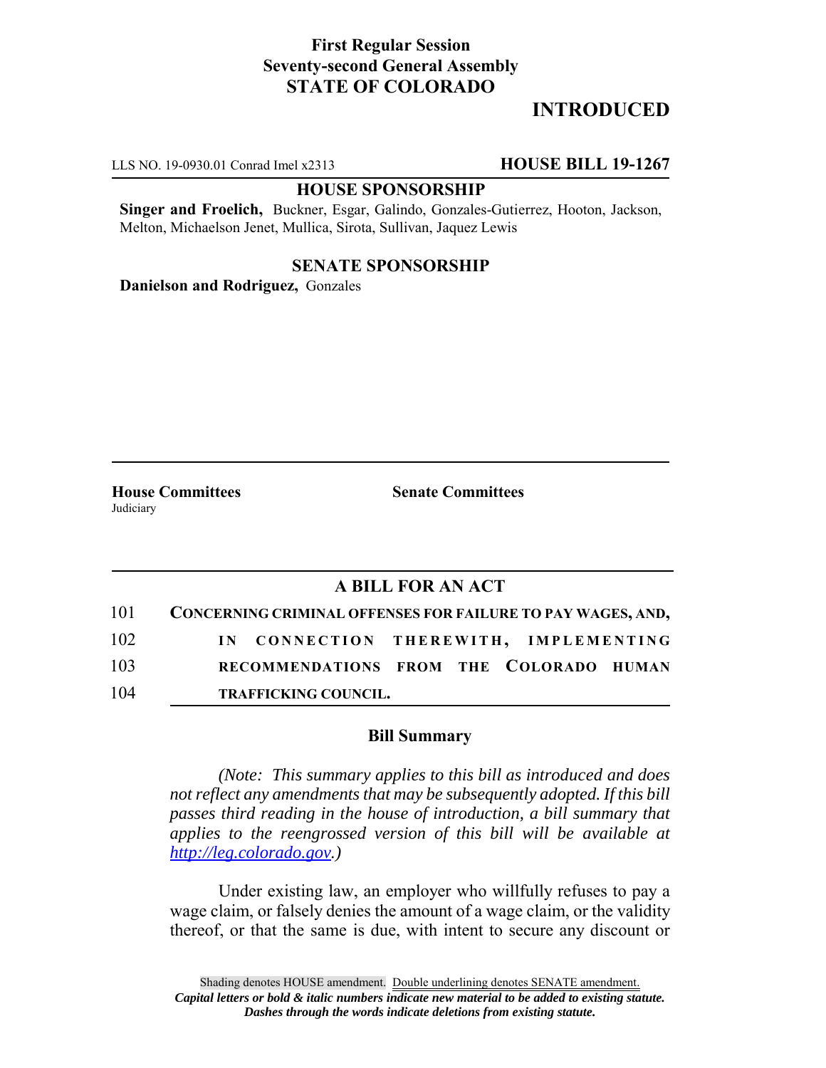**First Regular Session**
**Seventy-second General Assembly**
**STATE OF COLORADO**

**INTRODUCED**

LLS NO. 19-0930.01 Conrad Imel x2313 **HOUSE BILL 19-1267**

**HOUSE SPONSORSHIP**

**Singer and Froelich,** Buckner, Esgar, Galindo, Gonzales-Gutierrez, Hooton, Jackson, Melton, Michaelson Jenet, Mullica, Sirota, Sullivan, Jaquez Lewis

**SENATE SPONSORSHIP**

**Danielson and Rodriguez,** Gonzales

**House Committees**
Judiciary

**Senate Committees**

## A BILL FOR AN ACT

101 **CONCERNING CRIMINAL OFFENSES FOR FAILURE TO PAY WAGES, AND,**
102 **IN CONNECTION THEREWITH, IMPLEMENTING**
103 **RECOMMENDATIONS FROM THE COLORADO HUMAN**
104 **TRAFFICKING COUNCIL.**

### Bill Summary

*(Note: This summary applies to this bill as introduced and does not reflect any amendments that may be subsequently adopted. If this bill passes third reading in the house of introduction, a bill summary that applies to the reengrossed version of this bill will be available at http://leg.colorado.gov.)*

Under existing law, an employer who willfully refuses to pay a wage claim, or falsely denies the amount of a wage claim, or the validity thereof, or that the same is due, with intent to secure any discount or

Shading denotes HOUSE amendment. Double underlining denotes SENATE amendment.
*Capital letters or bold & italic numbers indicate new material to be added to existing statute.*
*Dashes through the words indicate deletions from existing statute.*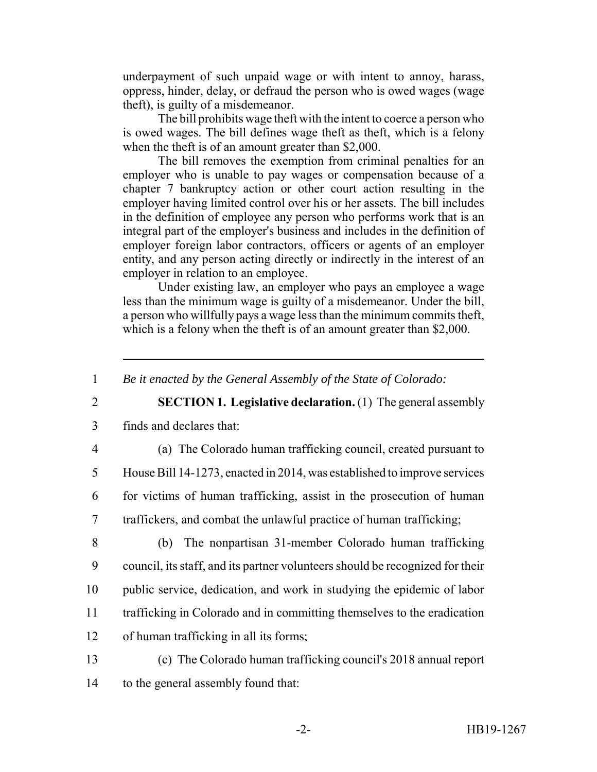underpayment of such unpaid wage or with intent to annoy, harass, oppress, hinder, delay, or defraud the person who is owed wages (wage theft), is guilty of a misdemeanor.

The bill prohibits wage theft with the intent to coerce a person who is owed wages. The bill defines wage theft as theft, which is a felony when the theft is of an amount greater than $2,000.

The bill removes the exemption from criminal penalties for an employer who is unable to pay wages or compensation because of a chapter 7 bankruptcy action or other court action resulting in the employer having limited control over his or her assets. The bill includes in the definition of employee any person who performs work that is an integral part of the employer's business and includes in the definition of employer foreign labor contractors, officers or agents of an employer entity, and any person acting directly or indirectly in the interest of an employer in relation to an employee.

Under existing law, an employer who pays an employee a wage less than the minimum wage is guilty of a misdemeanor. Under the bill, a person who willfully pays a wage less than the minimum commits theft, which is a felony when the theft is of an amount greater than $2,000.

---

1 *Be it enacted by the General Assembly of the State of Colorado:*

2 **SECTION 1. Legislative declaration.** (1) The general assembly
3 finds and declares that:

4 (a) The Colorado human trafficking council, created pursuant to
5 House Bill 14-1273, enacted in 2014, was established to improve services
6 for victims of human trafficking, assist in the prosecution of human
7 traffickers, and combat the unlawful practice of human trafficking;

8 (b) The nonpartisan 31-member Colorado human trafficking
9 council, its staff, and its partner volunteers should be recognized for their
10 public service, dedication, and work in studying the epidemic of labor
11 trafficking in Colorado and in committing themselves to the eradication
12 of human trafficking in all its forms;

13 (c) The Colorado human trafficking council's 2018 annual report
14 to the general assembly found that: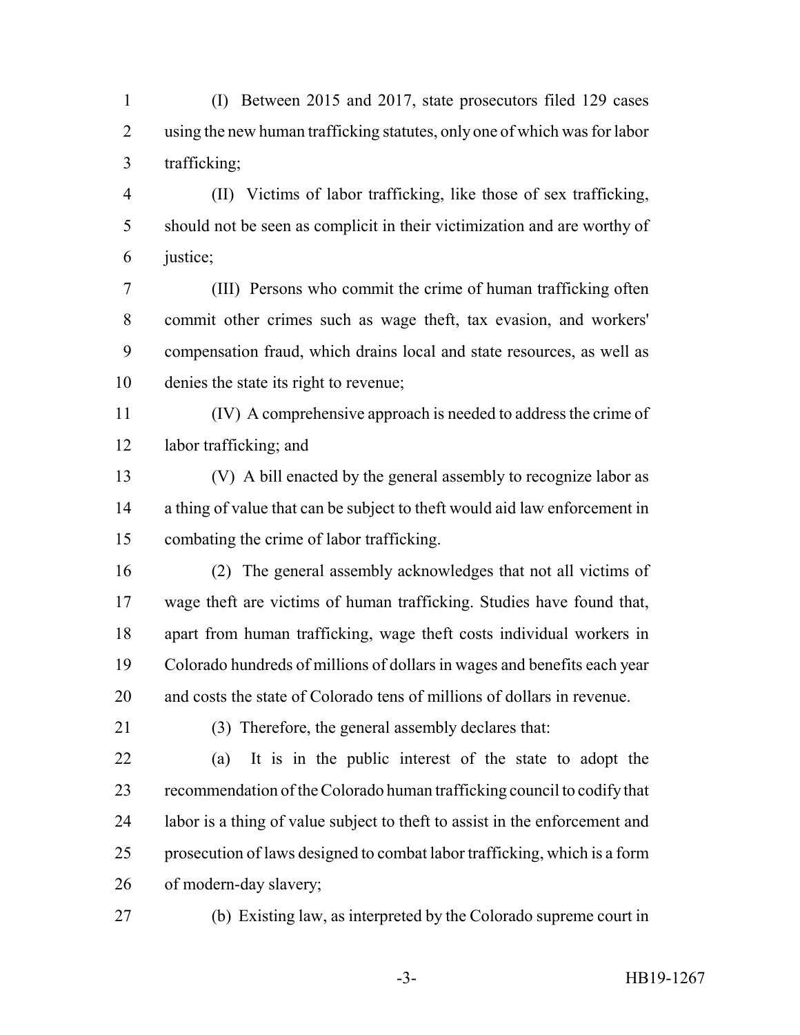(I) Between 2015 and 2017, state prosecutors filed 129 cases using the new human trafficking statutes, only one of which was for labor trafficking;

(II) Victims of labor trafficking, like those of sex trafficking, should not be seen as complicit in their victimization and are worthy of justice;

(III) Persons who commit the crime of human trafficking often commit other crimes such as wage theft, tax evasion, and workers' compensation fraud, which drains local and state resources, as well as denies the state its right to revenue;

(IV) A comprehensive approach is needed to address the crime of labor trafficking; and

(V) A bill enacted by the general assembly to recognize labor as a thing of value that can be subject to theft would aid law enforcement in combating the crime of labor trafficking.

(2) The general assembly acknowledges that not all victims of wage theft are victims of human trafficking. Studies have found that, apart from human trafficking, wage theft costs individual workers in Colorado hundreds of millions of dollars in wages and benefits each year and costs the state of Colorado tens of millions of dollars in revenue.

(3) Therefore, the general assembly declares that:

(a) It is in the public interest of the state to adopt the recommendation of the Colorado human trafficking council to codify that labor is a thing of value subject to theft to assist in the enforcement and prosecution of laws designed to combat labor trafficking, which is a form of modern-day slavery;

(b) Existing law, as interpreted by the Colorado supreme court in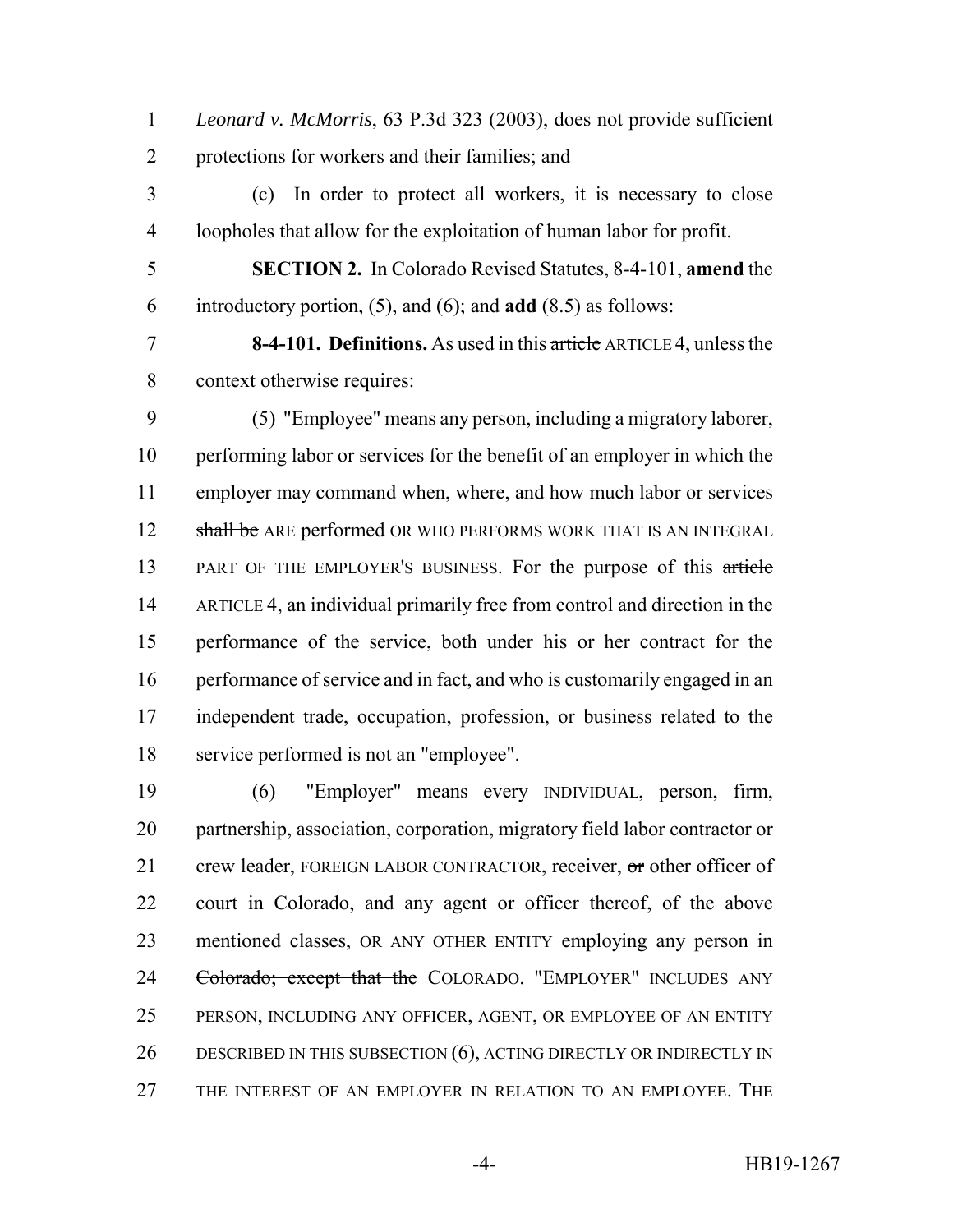*Leonard v. McMorris*, 63 P.3d 323 (2003), does not provide sufficient protections for workers and their families; and

(c) In order to protect all workers, it is necessary to close loopholes that allow for the exploitation of human labor for profit.

**SECTION 2.** In Colorado Revised Statutes, 8-4-101, **amend** the introductory portion, (5), and (6); and **add** (8.5) as follows:

**8-4-101. Definitions.** As used in this ~~article~~ ARTICLE 4, unless the context otherwise requires:

(5) "Employee" means any person, including a migratory laborer, performing labor or services for the benefit of an employer in which the employer may command when, where, and how much labor or services ~~shall be~~ ARE performed OR WHO PERFORMS WORK THAT IS AN INTEGRAL PART OF THE EMPLOYER'S BUSINESS. For the purpose of this ~~article~~ ARTICLE 4, an individual primarily free from control and direction in the performance of the service, both under his or her contract for the performance of service and in fact, and who is customarily engaged in an independent trade, occupation, profession, or business related to the service performed is not an "employee".

(6) "Employer" means every INDIVIDUAL, person, firm, partnership, association, corporation, migratory field labor contractor or crew leader, FOREIGN LABOR CONTRACTOR, receiver, ~~or~~ other officer of court in Colorado, ~~and any agent or officer thereof, of the above mentioned classes,~~ OR ANY OTHER ENTITY employing any person in ~~Colorado; except that the~~ COLORADO. "EMPLOYER" INCLUDES ANY PERSON, INCLUDING ANY OFFICER, AGENT, OR EMPLOYEE OF AN ENTITY DESCRIBED IN THIS SUBSECTION (6), ACTING DIRECTLY OR INDIRECTLY IN THE INTEREST OF AN EMPLOYER IN RELATION TO AN EMPLOYEE. THE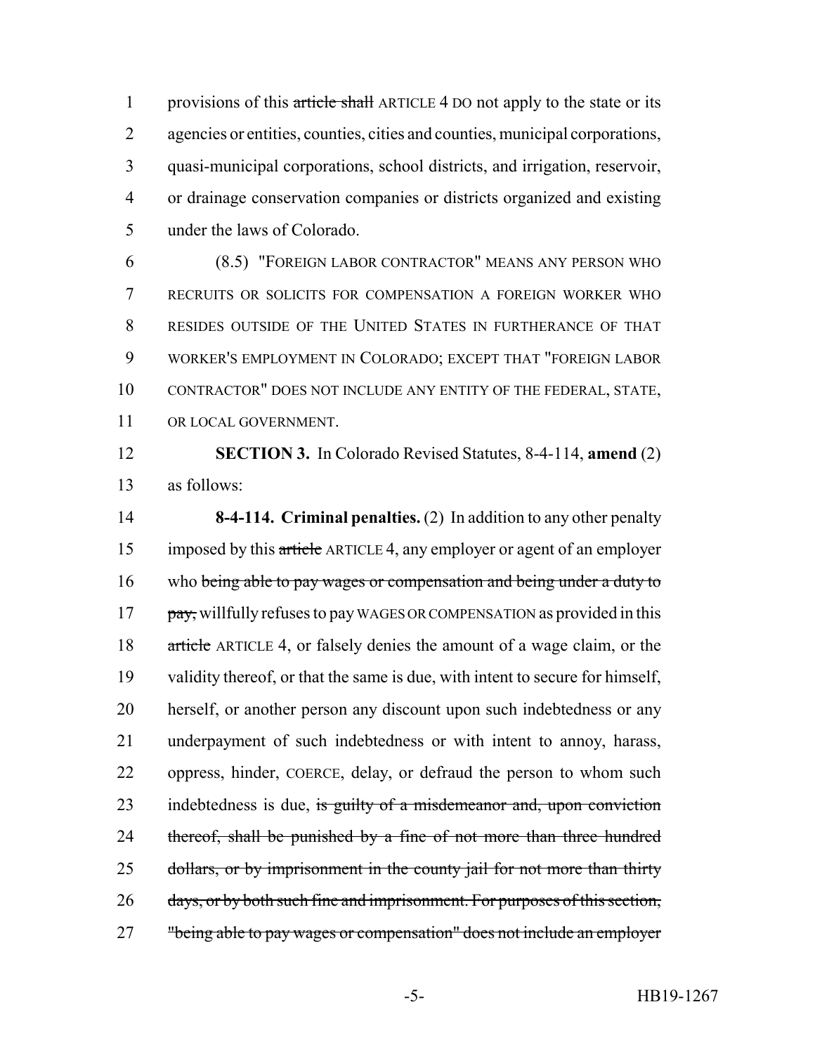provisions of this ~~article shall~~ ARTICLE 4 DO not apply to the state or its agencies or entities, counties, cities and counties, municipal corporations, quasi-municipal corporations, school districts, and irrigation, reservoir, or drainage conservation companies or districts organized and existing under the laws of Colorado.

(8.5) "FOREIGN LABOR CONTRACTOR" MEANS ANY PERSON WHO RECRUITS OR SOLICITS FOR COMPENSATION A FOREIGN WORKER WHO RESIDES OUTSIDE OF THE UNITED STATES IN FURTHERANCE OF THAT WORKER'S EMPLOYMENT IN COLORADO; EXCEPT THAT "FOREIGN LABOR CONTRACTOR" DOES NOT INCLUDE ANY ENTITY OF THE FEDERAL, STATE, OR LOCAL GOVERNMENT.

**SECTION 3.** In Colorado Revised Statutes, 8-4-114, **amend** (2) as follows:

**8-4-114. Criminal penalties.** (2) In addition to any other penalty imposed by this ~~article~~ ARTICLE 4, any employer or agent of an employer who ~~being able to pay wages or compensation and being under a duty to pay,~~ willfully refuses to pay WAGES OR COMPENSATION as provided in this ~~article~~ ARTICLE 4, or falsely denies the amount of a wage claim, or the validity thereof, or that the same is due, with intent to secure for himself, herself, or another person any discount upon such indebtedness or any underpayment of such indebtedness or with intent to annoy, harass, oppress, hinder, COERCE, delay, or defraud the person to whom such indebtedness is due, ~~is guilty of a misdemeanor and, upon conviction thereof, shall be punished by a fine of not more than three hundred dollars, or by imprisonment in the county jail for not more than thirty days, or by both such fine and imprisonment. For purposes of this section, "being able to pay wages or compensation" does not include an employer~~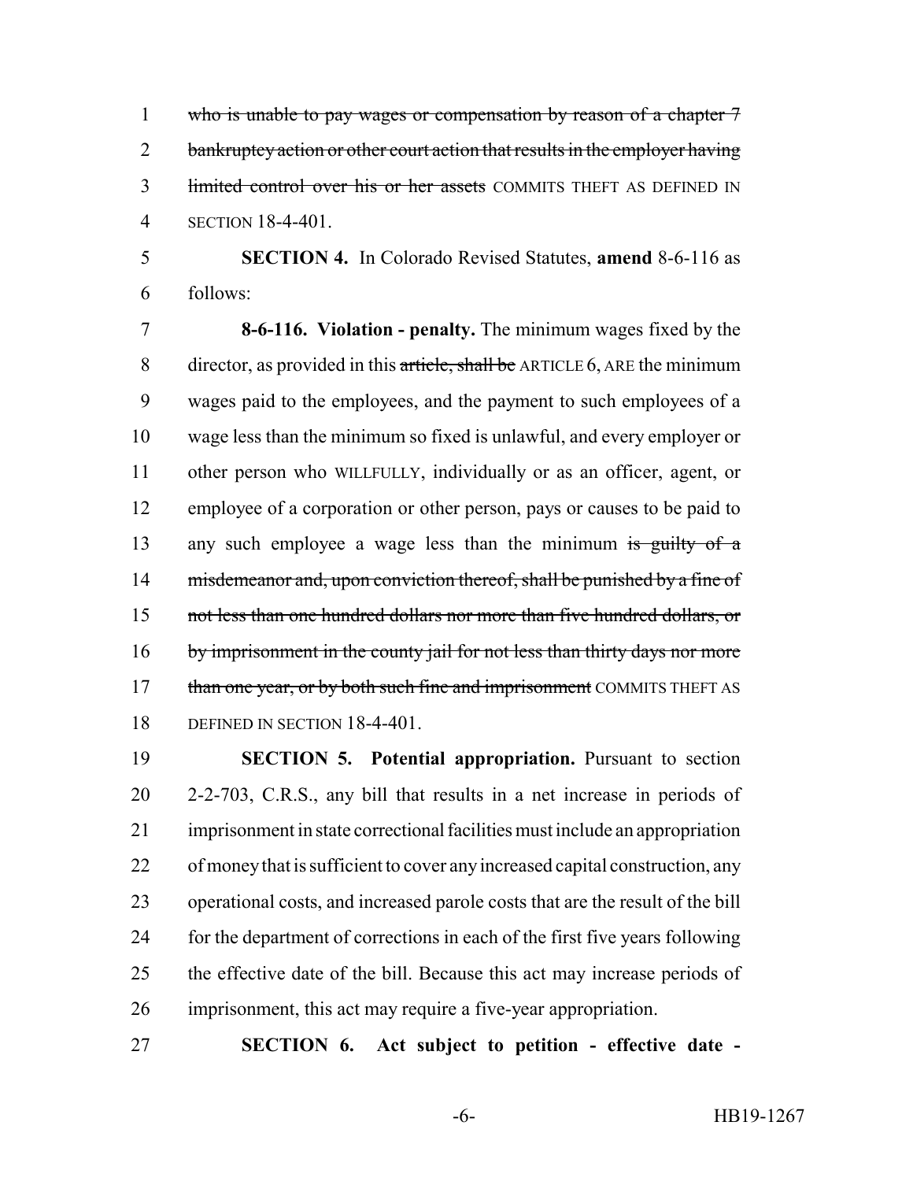1 ~~who is unable to pay wages or compensation by reason of a chapter 7~~
2 ~~bankruptcy action or other court action that results in the employer having~~
3 ~~limited control over his or her assets~~ COMMITS THEFT AS DEFINED IN
4 SECTION 18-4-401.

5 **SECTION 4.** In Colorado Revised Statutes, **amend** 8-6-116 as
6 follows:

7 **8-6-116. Violation - penalty.** The minimum wages fixed by the
8 director, as provided in this ~~article, shall be~~ ARTICLE 6, ARE the minimum
9 wages paid to the employees, and the payment to such employees of a
10 wage less than the minimum so fixed is unlawful, and every employer or
11 other person who WILLFULLY, individually or as an officer, agent, or
12 employee of a corporation or other person, pays or causes to be paid to
13 any such employee a wage less than the minimum ~~is guilty of a~~
14 ~~misdemeanor and, upon conviction thereof, shall be punished by a fine of~~
15 ~~not less than one hundred dollars nor more than five hundred dollars, or~~
16 ~~by imprisonment in the county jail for not less than thirty days nor more~~
17 ~~than one year, or by both such fine and imprisonment~~ COMMITS THEFT AS
18 DEFINED IN SECTION 18-4-401.

19 **SECTION 5. Potential appropriation.** Pursuant to section
20 2-2-703, C.R.S., any bill that results in a net increase in periods of
21 imprisonment in state correctional facilities must include an appropriation
22 of money that is sufficient to cover any increased capital construction, any
23 operational costs, and increased parole costs that are the result of the bill
24 for the department of corrections in each of the first five years following
25 the effective date of the bill. Because this act may increase periods of
26 imprisonment, this act may require a five-year appropriation.

27 **SECTION 6. Act subject to petition - effective date -**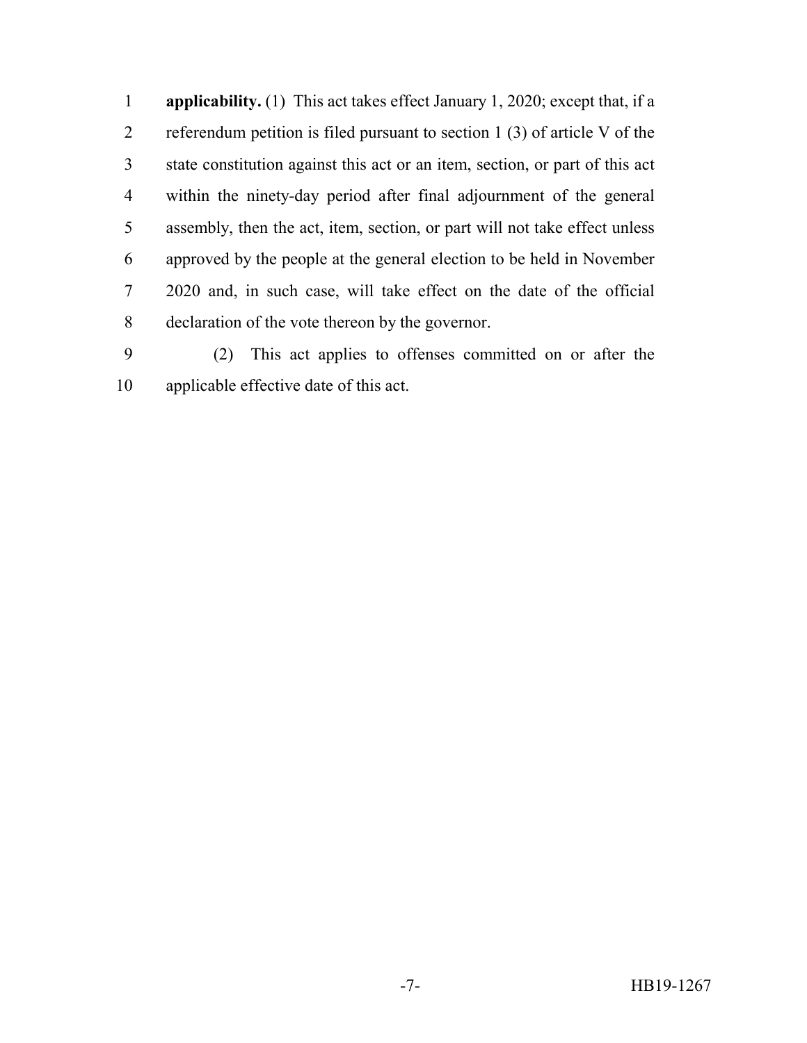**applicability.** (1) This act takes effect January 1, 2020; except that, if a referendum petition is filed pursuant to section 1 (3) of article V of the state constitution against this act or an item, section, or part of this act within the ninety-day period after final adjournment of the general assembly, then the act, item, section, or part will not take effect unless approved by the people at the general election to be held in November 2020 and, in such case, will take effect on the date of the official declaration of the vote thereon by the governor.

(2) This act applies to offenses committed on or after the applicable effective date of this act.